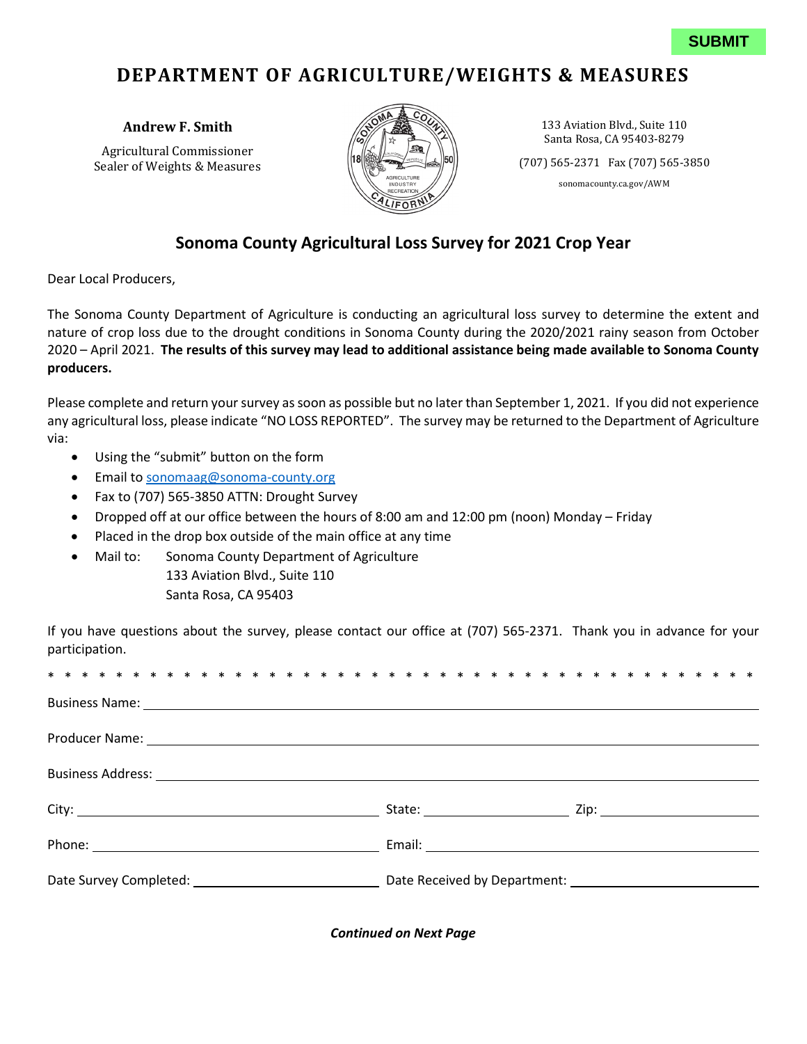SUBMIT

# DEPARTMENT OF AGRICULTURE/WEIGHTS & MEASURES

**Andrew F. Smith**

Agricultural Commissioner
Sealer of Weights & Measures

133 Aviation Blvd., Suite 110
Santa Rosa, CA 95403-8279

(707) 565-2371 Fax (707) 565-3850

sonomacounty.ca.gov/AWM

## Sonoma County Agricultural Loss Survey for 2021 Crop Year

Dear Local Producers,

The Sonoma County Department of Agriculture is conducting an agricultural loss survey to determine the extent and nature of crop loss due to the drought conditions in Sonoma County during the 2020/2021 rainy season from October 2020 – April 2021. **The results of this survey may lead to additional assistance being made available to Sonoma County producers.**

Please complete and return your survey as soon as possible but no later than September 1, 2021. If you did not experience any agricultural loss, please indicate "NO LOSS REPORTED". The survey may be returned to the Department of Agriculture via:

- Using the "submit" button on the form
- Email to sonomaag@sonoma-county.org
- Fax to (707) 565-3850 ATTN: Drought Survey
- Dropped off at our office between the hours of 8:00 am and 12:00 pm (noon) Monday – Friday
- Placed in the drop box outside of the main office at any time
- Mail to: Sonoma County Department of Agriculture
  133 Aviation Blvd., Suite 110
  Santa Rosa, CA 95403

If you have questions about the survey, please contact our office at (707) 565-2371. Thank you in advance for your participation.

* * * * * * * * * * * * * * * * * * * * * * * * * * * * * * * * * * * * * * * * * * *

Business Name: ______________________________

Producer Name: ______________________________

Business Address: ______________________________

City: ____________________ State: ____________ Zip: ____________

Phone: ____________________ Email: ____________________

Date Survey Completed: ____________________ Date Received by Department: ____________________

***Continued on Next Page***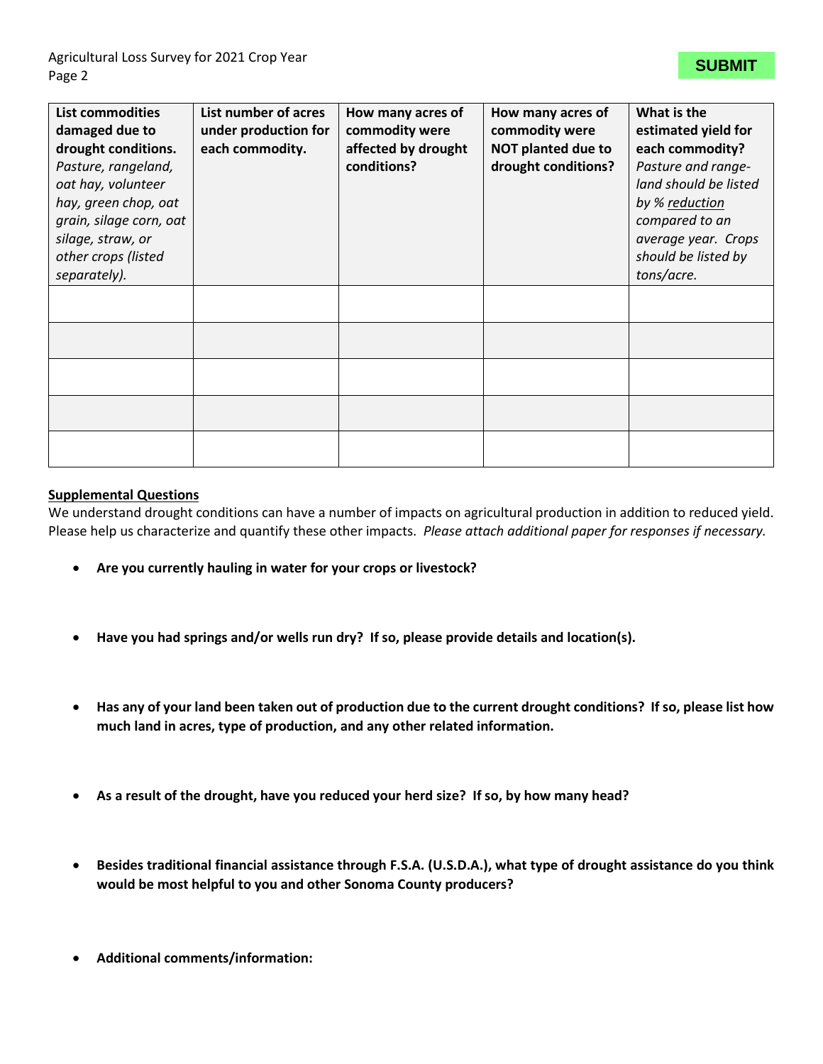**SUBMIT**

| **List commodities damaged due to drought conditions.** *Pasture, rangeland, oat hay, volunteer hay, green chop, oat grain, silage corn, oat silage, straw, or other crops (listed separately).* | **List number of acres under production for each commodity.** | **How many acres of commodity were affected by drought conditions?** | **How many acres of commodity were NOT planted due to drought conditions?** | **What is the estimated yield for each commodity?** *Pasture and range-land should be listed by % reduction compared to an average year. Crops should be listed by tons/acre.* |
|---|---|---|---|---|
| | | | | |
| | | | | |
| | | | | |
| | | | | |
| | | | | |

**Supplemental Questions**

We understand drought conditions can have a number of impacts on agricultural production in addition to reduced yield. Please help us characterize and quantify these other impacts. *Please attach additional paper for responses if necessary.*

- **Are you currently hauling in water for your crops or livestock?**

- **Have you had springs and/or wells run dry? If so, please provide details and location(s).**

- **Has any of your land been taken out of production due to the current drought conditions? If so, please list how much land in acres, type of production, and any other related information.**

- **As a result of the drought, have you reduced your herd size? If so, by how many head?**

- **Besides traditional financial assistance through F.S.A. (U.S.D.A.), what type of drought assistance do you think would be most helpful to you and other Sonoma County producers?**

- **Additional comments/information:**